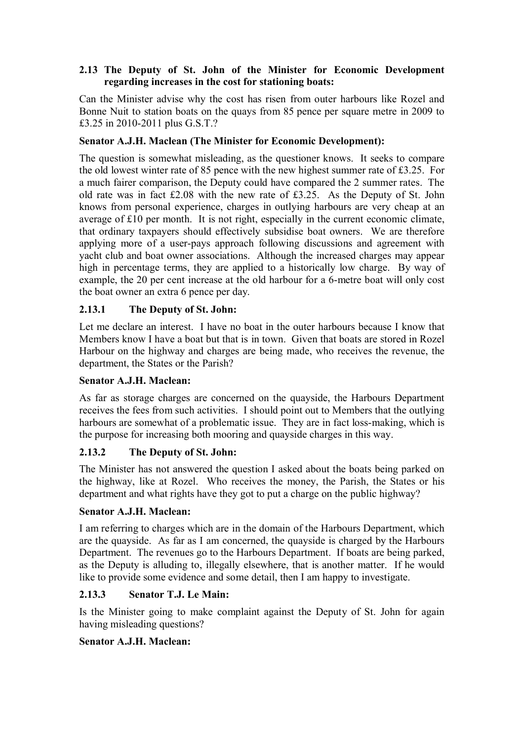### 2.13 The Deputy of St. John of the Minister for Economic Development regarding increases in the cost for stationing boats:

Can the Minister advise why the cost has risen from outer harbours like Rozel and Bonne Nuit to station boats on the quays from 85 pence per square metre in 2009 to £3.25 in 2010-2011 plus G.S.T.?

**Senator A.J.H. Maclean (The Minister for Economic Development):**

The question is somewhat misleading, as the questioner knows. It seeks to compare the old lowest winter rate of 85 pence with the new highest summer rate of £3.25. For a much fairer comparison, the Deputy could have compared the 2 summer rates. The old rate was in fact £2.08 with the new rate of £3.25. As the Deputy of St. John knows from personal experience, charges in outlying harbours are very cheap at an average of £10 per month. It is not right, especially in the current economic climate, that ordinary taxpayers should effectively subsidise boat owners. We are therefore applying more of a user-pays approach following discussions and agreement with yacht club and boat owner associations. Although the increased charges may appear high in percentage terms, they are applied to a historically low charge. By way of example, the 20 per cent increase at the old harbour for a 6-metre boat will only cost the boat owner an extra 6 pence per day.

### 2.13.1 The Deputy of St. John:

Let me declare an interest. I have no boat in the outer harbours because I know that Members know I have a boat but that is in town. Given that boats are stored in Rozel Harbour on the highway and charges are being made, who receives the revenue, the department, the States or the Parish?

**Senator A.J.H. Maclean:**

As far as storage charges are concerned on the quayside, the Harbours Department receives the fees from such activities. I should point out to Members that the outlying harbours are somewhat of a problematic issue. They are in fact loss-making, which is the purpose for increasing both mooring and quayside charges in this way.

### 2.13.2 The Deputy of St. John:

The Minister has not answered the question I asked about the boats being parked on the highway, like at Rozel. Who receives the money, the Parish, the States or his department and what rights have they got to put a charge on the public highway?

**Senator A.J.H. Maclean:**

I am referring to charges which are in the domain of the Harbours Department, which are the quayside. As far as I am concerned, the quayside is charged by the Harbours Department. The revenues go to the Harbours Department. If boats are being parked, as the Deputy is alluding to, illegally elsewhere, that is another matter. If he would like to provide some evidence and some detail, then I am happy to investigate.

### 2.13.3 Senator T.J. Le Main:

Is the Minister going to make complaint against the Deputy of St. John for again having misleading questions?

**Senator A.J.H. Maclean:**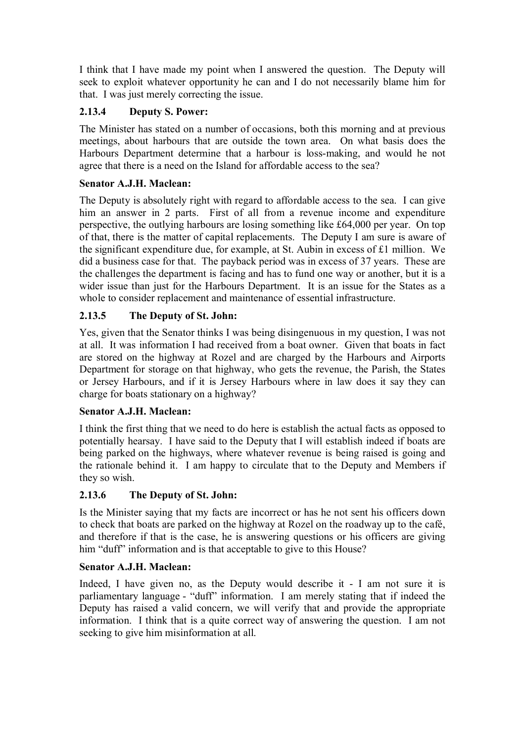I think that I have made my point when I answered the question. The Deputy will seek to exploit whatever opportunity he can and I do not necessarily blame him for that. I was just merely correcting the issue.

### 2.13.4 Deputy S. Power:

The Minister has stated on a number of occasions, both this morning and at previous meetings, about harbours that are outside the town area. On what basis does the Harbours Department determine that a harbour is loss-making, and would he not agree that there is a need on the Island for affordable access to the sea?

**Senator A.J.H. Maclean:**

The Deputy is absolutely right with regard to affordable access to the sea. I can give him an answer in 2 parts. First of all from a revenue income and expenditure perspective, the outlying harbours are losing something like £64,000 per year. On top of that, there is the matter of capital replacements. The Deputy I am sure is aware of the significant expenditure due, for example, at St. Aubin in excess of £1 million. We did a business case for that. The payback period was in excess of 37 years. These are the challenges the department is facing and has to fund one way or another, but it is a wider issue than just for the Harbours Department. It is an issue for the States as a whole to consider replacement and maintenance of essential infrastructure.

### 2.13.5 The Deputy of St. John:

Yes, given that the Senator thinks I was being disingenuous in my question, I was not at all. It was information I had received from a boat owner. Given that boats in fact are stored on the highway at Rozel and are charged by the Harbours and Airports Department for storage on that highway, who gets the revenue, the Parish, the States or Jersey Harbours, and if it is Jersey Harbours where in law does it say they can charge for boats stationary on a highway?

**Senator A.J.H. Maclean:**

I think the first thing that we need to do here is establish the actual facts as opposed to potentially hearsay. I have said to the Deputy that I will establish indeed if boats are being parked on the highways, where whatever revenue is being raised is going and the rationale behind it. I am happy to circulate that to the Deputy and Members if they so wish.

### 2.13.6 The Deputy of St. John:

Is the Minister saying that my facts are incorrect or has he not sent his officers down to check that boats are parked on the highway at Rozel on the roadway up to the café, and therefore if that is the case, he is answering questions or his officers are giving him "duff" information and is that acceptable to give to this House?

**Senator A.J.H. Maclean:**

Indeed, I have given no, as the Deputy would describe it - I am not sure it is parliamentary language - "duff" information. I am merely stating that if indeed the Deputy has raised a valid concern, we will verify that and provide the appropriate information. I think that is a quite correct way of answering the question. I am not seeking to give him misinformation at all.